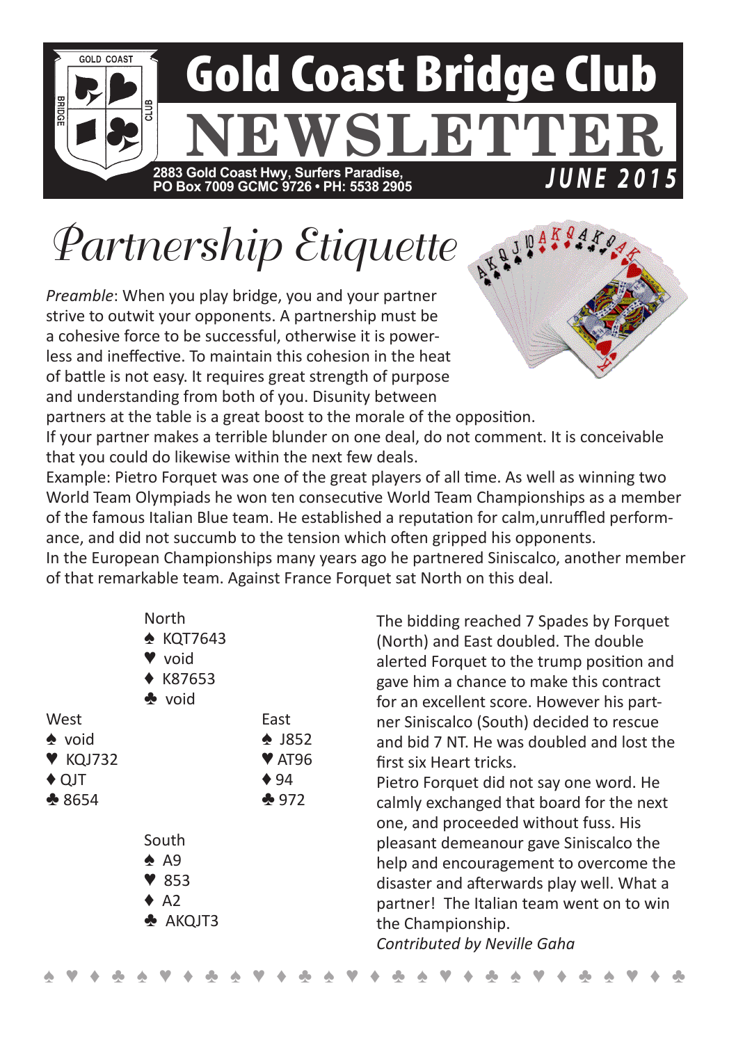# Gold Coast Bridge Club

# NEWSLETTER

2883 Gold Coast Hwy, Surfers Paradise,
PO Box 7009 GCMC 9726 • PH: 5538 2905

*JUNE 2015*

## Partnership Etiquette

*Preamble*: When you play bridge, you and your partner strive to outwit your opponents. A partnership must be a cohesive force to be successful, otherwise it is powerless and ineffective. To maintain this cohesion in the heat of battle is not easy. It requires great strength of purpose and understanding from both of you. Disunity between partners at the table is a great boost to the morale of the opposition.

If your partner makes a terrible blunder on one deal, do not comment. It is conceivable that you could do likewise within the next few deals.

Example: Pietro Forquet was one of the great players of all time. As well as winning two World Team Olympiads he won ten consecutive World Team Championships as a member of the famous Italian Blue team. He established a reputation for calm,unruffled performance, and did not succumb to the tension which often gripped his opponents.

In the European Championships many years ago he partnered Siniscalco, another member of that remarkable team. Against France Forquet sat North on this deal.

```
            North
            ♠ KQT7643
            ♥ void
            ♦ K87653
            ♣ void
West                    East
♠ void                  ♠ J852
♥ KQJ732                ♥ AT96
♦ QJT                   ♦ 94
♣ 8654                  ♣ 972
            South
            ♠ A9
            ♥ 853
            ♦ A2
            ♣ AKQJT3
```

The bidding reached 7 Spades by Forquet (North) and East doubled. The double alerted Forquet to the trump position and gave him a chance to make this contract for an excellent score. However his partner Siniscalco (South) decided to rescue and bid 7 NT. He was doubled and lost the first six Heart tricks.

Pietro Forquet did not say one word. He calmly exchanged that board for the next one, and proceeded without fuss. His pleasant demeanour gave Siniscalco the help and encouragement to overcome the disaster and afterwards play well. What a partner! The Italian team went on to win the Championship.

*Contributed by Neville Gaha*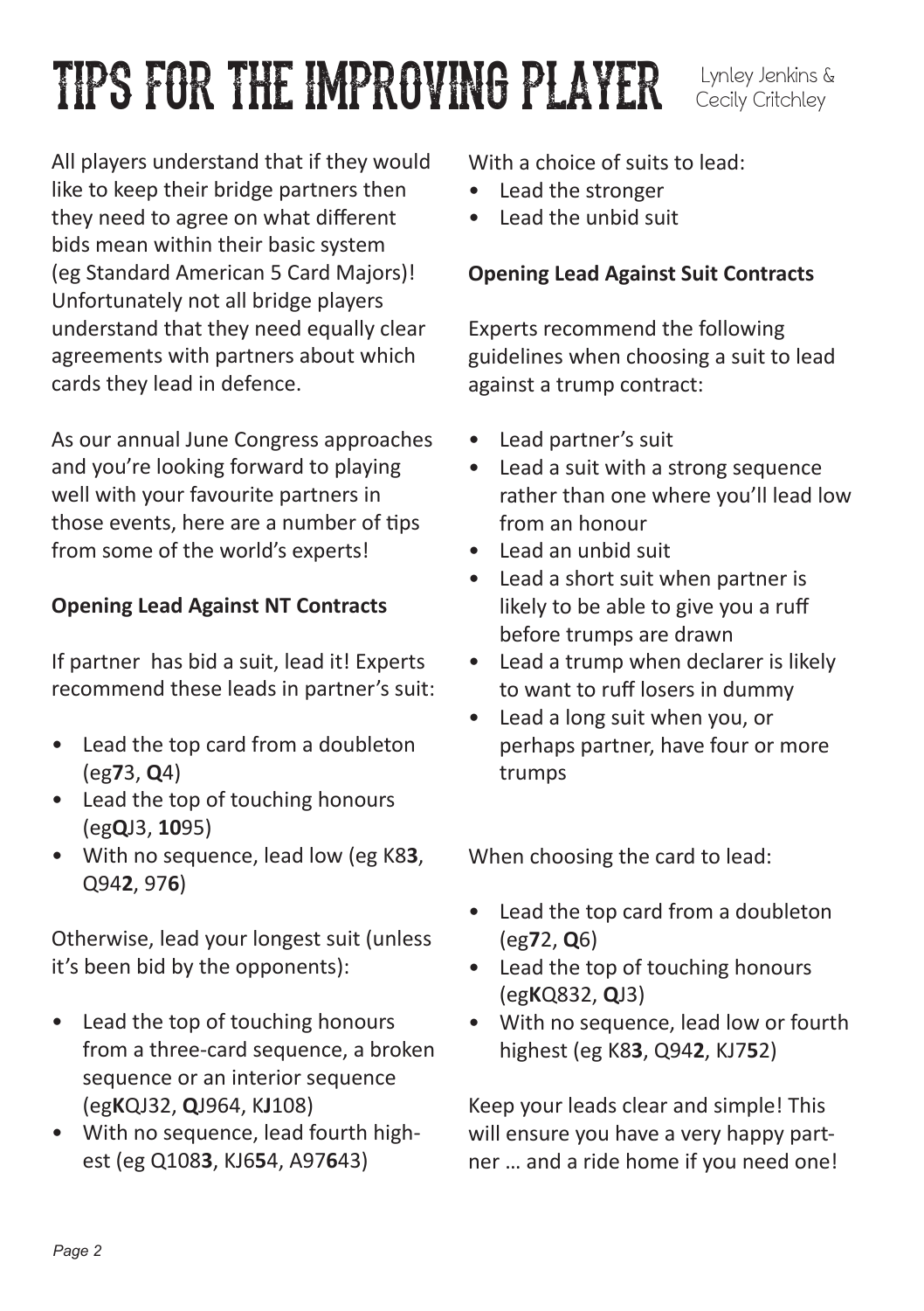# TIPS FOR THE IMPROVING PLAYER

Lynley Jenkins & Cecily Critchley

All players understand that if they would like to keep their bridge partners then they need to agree on what different bids mean within their basic system (eg Standard American 5 Card Majors)! Unfortunately not all bridge players understand that they need equally clear agreements with partners about which cards they lead in defence.

As our annual June Congress approaches and you're looking forward to playing well with your favourite partners in those events, here are a number of tips from some of the world's experts!

**Opening Lead Against NT Contracts**

If partner has bid a suit, lead it! Experts recommend these leads in partner's suit:

- Lead the top card from a doubleton (eg **7**3, **Q**4)
- Lead the top of touching honours (eg **Q**J3, **10**95)
- With no sequence, lead low (eg K8**3**, Q94**2**, 97**6**)

Otherwise, lead your longest suit (unless it's been bid by the opponents):

- Lead the top of touching honours from a three-card sequence, a broken sequence or an interior sequence (eg **K**QJ32, **Q**J964, K**J**108)
- With no sequence, lead fourth highest (eg Q108**3**, KJ6**5**4, A97**6**43)

With a choice of suits to lead:

- Lead the stronger
- Lead the unbid suit

**Opening Lead Against Suit Contracts**

Experts recommend the following guidelines when choosing a suit to lead against a trump contract:

- Lead partner's suit
- Lead a suit with a strong sequence rather than one where you'll lead low from an honour
- Lead an unbid suit
- Lead a short suit when partner is likely to be able to give you a ruff before trumps are drawn
- Lead a trump when declarer is likely to want to ruff losers in dummy
- Lead a long suit when you, or perhaps partner, have four or more trumps

When choosing the card to lead:

- Lead the top card from a doubleton (eg **7**2, **Q**6)
- Lead the top of touching honours (eg **K**Q832, **Q**J3)
- With no sequence, lead low or fourth highest (eg K8**3**, Q94**2**, KJ7**5**2)

Keep your leads clear and simple! This will ensure you have a very happy partner … and a ride home if you need one!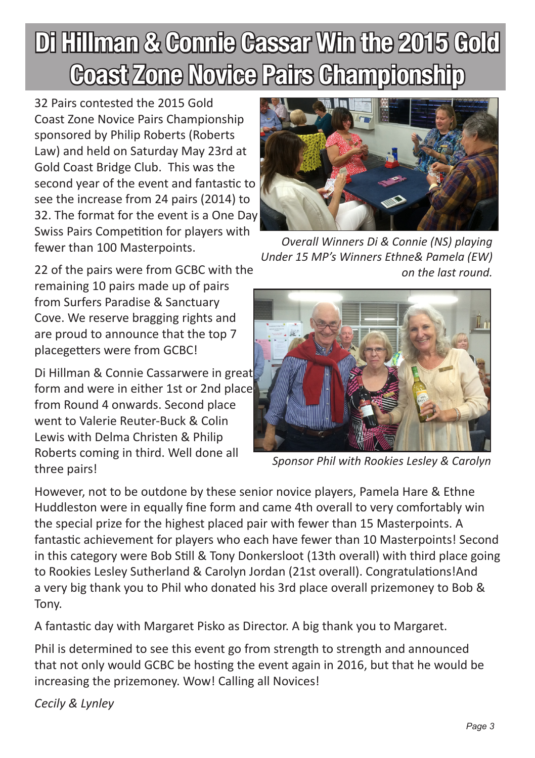# Di Hillman & Connie Cassar Win the 2015 Gold Coast Zone Novice Pairs Championship

32 Pairs contested the 2015 Gold Coast Zone Novice Pairs Championship sponsored by Philip Roberts (Roberts Law) and held on Saturday May 23rd at Gold Coast Bridge Club. This was the second year of the event and fantastic to see the increase from 24 pairs (2014) to 32. The format for the event is a One Day Swiss Pairs Competition for players with fewer than 100 Masterpoints.

*Overall Winners Di & Connie (NS) playing Under 15 MP's Winners Ethne& Pamela (EW) on the last round.*

22 of the pairs were from GCBC with the remaining 10 pairs made up of pairs from Surfers Paradise & Sanctuary Cove. We reserve bragging rights and are proud to announce that the top 7 placegetters were from GCBC!

Di Hillman & Connie Cassarwere in great form and were in either 1st or 2nd place from Round 4 onwards. Second place went to Valerie Reuter-Buck & Colin Lewis with Delma Christen & Philip Roberts coming in third. Well done all three pairs!

*Sponsor Phil with Rookies Lesley & Carolyn*

However, not to be outdone by these senior novice players, Pamela Hare & Ethne Huddleston were in equally fine form and came 4th overall to very comfortably win the special prize for the highest placed pair with fewer than 15 Masterpoints. A fantastic achievement for players who each have fewer than 10 Masterpoints! Second in this category were Bob Still & Tony Donkersloot (13th overall) with third place going to Rookies Lesley Sutherland & Carolyn Jordan (21st overall). Congratulations!And a very big thank you to Phil who donated his 3rd place overall prizemoney to Bob & Tony.

A fantastic day with Margaret Pisko as Director. A big thank you to Margaret.

Phil is determined to see this event go from strength to strength and announced that not only would GCBC be hosting the event again in 2016, but that he would be increasing the prizemoney. Wow! Calling all Novices!

*Cecily & Lynley*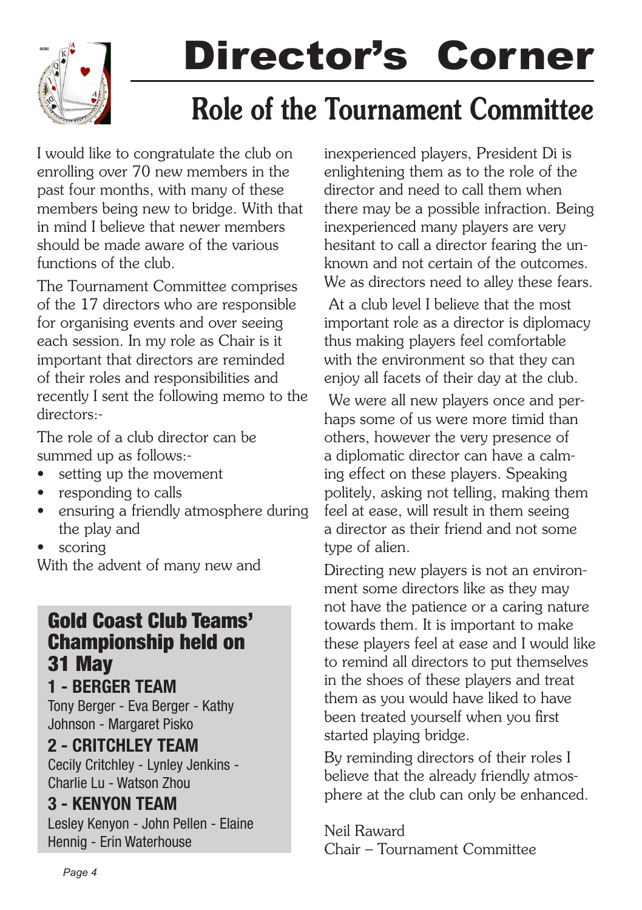# Director's Corner

## Role of the Tournament Committee

I would like to congratulate the club on enrolling over 70 new members in the past four months, with many of these members being new to bridge. With that in mind I believe that newer members should be made aware of the various functions of the club.

The Tournament Committee comprises of the 17 directors who are responsible for organising events and over seeing each session. In my role as Chair is it important that directors are reminded of their roles and responsibilities and recently I sent the following memo to the directors:-

The role of a club director can be summed up as follows:-

- setting up the movement
- responding to calls
- ensuring a friendly atmosphere during the play and
- scoring

With the advent of many new and inexperienced players, President Di is enlightening them as to the role of the director and need to call them when there may be a possible infraction. Being inexperienced many players are very hesitant to call a director fearing the unknown and not certain of the outcomes. We as directors need to alley these fears.

At a club level I believe that the most important role as a director is diplomacy thus making players feel comfortable with the environment so that they can enjoy all facets of their day at the club.

We were all new players once and perhaps some of us were more timid than others, however the very presence of a diplomatic director can have a calming effect on these players. Speaking politely, asking not telling, making them feel at ease, will result in them seeing a director as their friend and not some type of alien.

Directing new players is not an environment some directors like as they may not have the patience or a caring nature towards them. It is important to make these players feel at ease and I would like to remind all directors to put themselves in the shoes of these players and treat them as you would have liked to have been treated yourself when you first started playing bridge.

By reminding directors of their roles I believe that the already friendly atmosphere at the club can only be enhanced.

Neil Raward
Chair – Tournament Committee

## Gold Coast Club Teams' Championship held on 31 May

### 1 - BERGER TEAM

Tony Berger - Eva Berger - Kathy Johnson - Margaret Pisko

### 2 - CRITCHLEY TEAM

Cecily Critchley - Lynley Jenkins - Charlie Lu - Watson Zhou

### 3 - KENYON TEAM

Lesley Kenyon - John Pellen - Elaine Hennig - Erin Waterhouse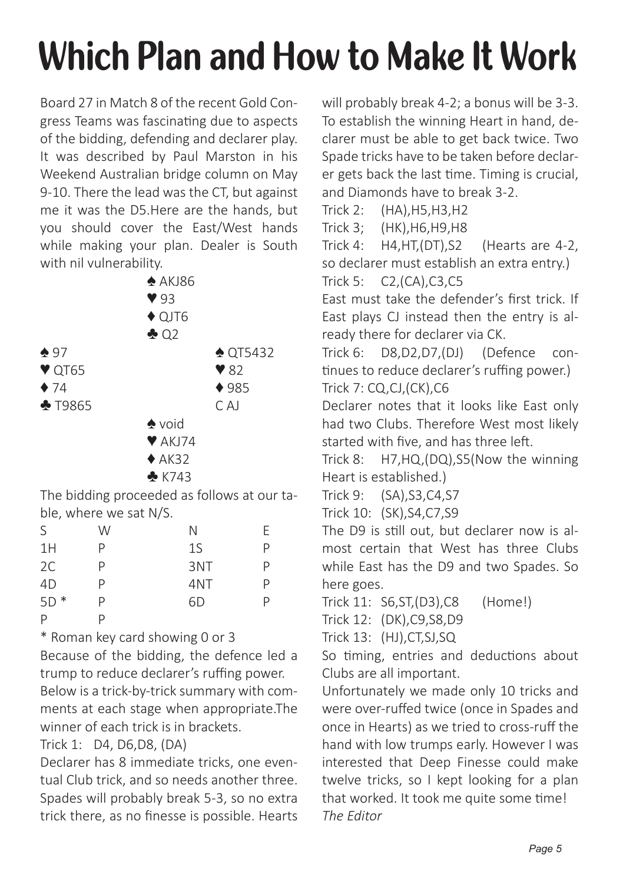# Which Plan and How to Make It Work

Board 27 in Match 8 of the recent Gold Congress Teams was fascinating due to aspects of the bidding, defending and declarer play. It was described by Paul Marston in his Weekend Australian bridge column on May 9-10. There the lead was the CT, but against me it was the D5.Here are the hands, but you should cover the East/West hands while making your plan. Dealer is South with nil vulnerability.

```
             ♠ AKJ86
             ♥ 93
             ♦ QJT6
             ♣ Q2
♠ 97                      ♠ QT5432
♥ QT65                    ♥ 82
♦ 74                      ♦ 985
♣ T9865                   C AJ
             ♠ void
             ♥ AKJ74
             ♦ AK32
             ♣ K743
```

The bidding proceeded as follows at our table, where we sat N/S.

| S | W | N | E |
|---|---|---|---|
| 1H | P | 1S | P |
| 2C | P | 3NT | P |
| 4D | P | 4NT | P |
| 5D * | P | 6D | P |
| P | P | | |

\* Roman key card showing 0 or 3

Because of the bidding, the defence led a trump to reduce declarer's ruffing power.

Below is a trick-by-trick summary with comments at each stage when appropriate.The winner of each trick is in brackets.

Trick 1: D4, D6,D8, (DA)

Declarer has 8 immediate tricks, one eventual Club trick, and so needs another three. Spades will probably break 5-3, so no extra trick there, as no finesse is possible. Hearts will probably break 4-2; a bonus will be 3-3. To establish the winning Heart in hand, declarer must be able to get back twice. Two Spade tricks have to be taken before declarer gets back the last time. Timing is crucial, and Diamonds have to break 3-2.

Trick 2: (HA),H5,H3,H2

Trick 3; (HK),H6,H9,H8

Trick 4: H4,HT,(DT),S2 (Hearts are 4-2, so declarer must establish an extra entry.)

Trick 5: C2,(CA),C3,C5

East must take the defender's first trick. If East plays CJ instead then the entry is already there for declarer via CK.

Trick 6: D8,D2,D7,(DJ) (Defence continues to reduce declarer's ruffing power.)

Trick 7: CQ,CJ,(CK),C6

Declarer notes that it looks like East only had two Clubs. Therefore West most likely started with five, and has three left.

Trick 8: H7,HQ,(DQ),S5(Now the winning Heart is established.)

Trick 9: (SA),S3,C4,S7

Trick 10: (SK),S4,C7,S9

The D9 is still out, but declarer now is almost certain that West has three Clubs while East has the D9 and two Spades. So here goes.

Trick 11: S6,ST,(D3),C8 (Home!)

Trick 12: (DK),C9,S8,D9

Trick 13: (HJ),CT,SJ,SQ

So timing, entries and deductions about Clubs are all important.

Unfortunately we made only 10 tricks and were over-ruffed twice (once in Spades and once in Hearts) as we tried to cross-ruff the hand with low trumps early. However I was interested that Deep Finesse could make twelve tricks, so I kept looking for a plan that worked. It took me quite some time!

*The Editor*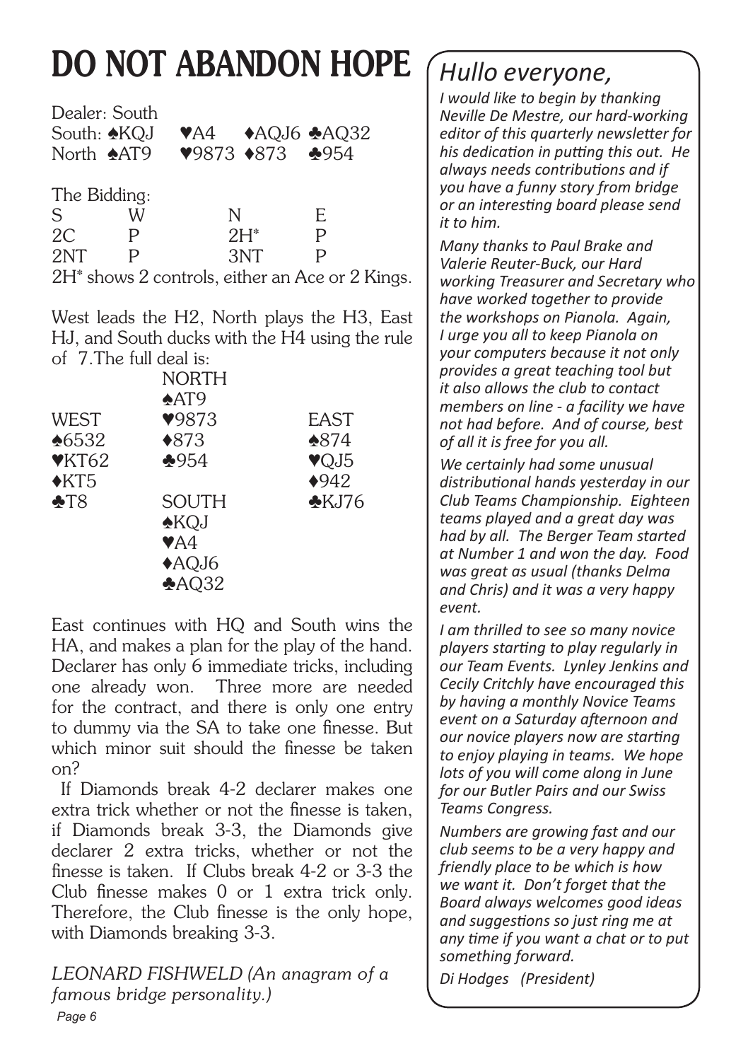# DO NOT ABANDON HOPE

Dealer: South

South: ♠KQJ ♥A4 ♦AQJ6 ♣AQ32

North ♠AT9 ♥9873 ♦873 ♣954

The Bidding:

| S | W | N | E |
|---|---|---|---|
| 2C | P | 2H* | P |
| 2NT | P | 3NT | P |

2H* shows 2 controls, either an Ace or 2 Kings.

West leads the H2, North plays the H3, East HJ, and South ducks with the H4 using the rule of 7.The full deal is:

| | NORTH | |
|---|---|---|
| | ♠AT9 | |
| WEST | ♥9873 | EAST |
| ♠6532 | ♦873 | ♠874 |
| ♥KT62 | ♣954 | ♥QJ5 |
| ♦KT5 | | ♦942 |
| ♣T8 | SOUTH | ♣KJ76 |
| | ♠KQJ | |
| | ♥A4 | |
| | ♦AQJ6 | |
| | ♣AQ32 | |

East continues with HQ and South wins the HA, and makes a plan for the play of the hand. Declarer has only 6 immediate tricks, including one already won. Three more are needed for the contract, and there is only one entry to dummy via the SA to take one finesse. But which minor suit should the finesse be taken on?

If Diamonds break 4-2 declarer makes one extra trick whether or not the finesse is taken, if Diamonds break 3-3, the Diamonds give declarer 2 extra tricks, whether or not the finesse is taken. If Clubs break 4-2 or 3-3 the Club finesse makes 0 or 1 extra trick only. Therefore, the Club finesse is the only hope, with Diamonds breaking 3-3.

*LEONARD FISHWELD (An anagram of a famous bridge personality.)*

## *Hullo everyone,*

*I would like to begin by thanking Neville De Mestre, our hard-working editor of this quarterly newsletter for his dedication in putting this out. He always needs contributions and if you have a funny story from bridge or an interesting board please send it to him.*

*Many thanks to Paul Brake and Valerie Reuter-Buck, our Hard working Treasurer and Secretary who have worked together to provide the workshops on Pianola. Again, I urge you all to keep Pianola on your computers because it not only provides a great teaching tool but it also allows the club to contact members on line - a facility we have not had before. And of course, best of all it is free for you all.*

*We certainly had some unusual distributional hands yesterday in our Club Teams Championship. Eighteen teams played and a great day was had by all. The Berger Team started at Number 1 and won the day. Food was great as usual (thanks Delma and Chris) and it was a very happy event.*

*I am thrilled to see so many novice players starting to play regularly in our Team Events. Lynley Jenkins and Cecily Critchly have encouraged this by having a monthly Novice Teams event on a Saturday afternoon and our novice players now are starting to enjoy playing in teams. We hope lots of you will come along in June for our Butler Pairs and our Swiss Teams Congress.*

*Numbers are growing fast and our club seems to be a very happy and friendly place to be which is how we want it. Don't forget that the Board always welcomes good ideas and suggestions so just ring me at any time if you want a chat or to put something forward.*

*Di Hodges (President)*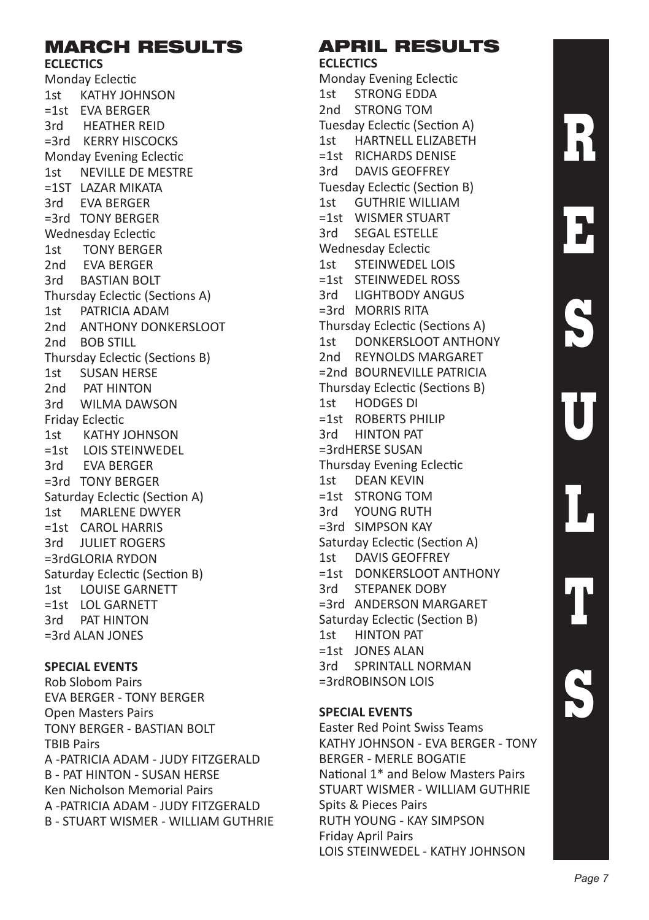## MARCH RESULTS

**ECLECTICS**

Monday Eclectic
1st KATHY JOHNSON
=1st EVA BERGER
3rd HEATHER REID
=3rd KERRY HISCOCKS

Monday Evening Eclectic
1st NEVILLE DE MESTRE
=1ST LAZAR MIKATA
3rd EVA BERGER
=3rd TONY BERGER

Wednesday Eclectic
1st TONY BERGER
2nd EVA BERGER
3rd BASTIAN BOLT

Thursday Eclectic (Sections A)
1st PATRICIA ADAM
2nd ANTHONY DONKERSLOOT
2nd BOB STILL

Thursday Eclectic (Sections B)
1st SUSAN HERSE
2nd PAT HINTON
3rd WILMA DAWSON

Friday Eclectic
1st KATHY JOHNSON
=1st LOIS STEINWEDEL
3rd EVA BERGER
=3rd TONY BERGER

Saturday Eclectic (Section A)
1st MARLENE DWYER
=1st CAROL HARRIS
3rd JULIET ROGERS
=3rdGLORIA RYDON

Saturday Eclectic (Section B)
1st LOUISE GARNETT
=1st LOL GARNETT
3rd PAT HINTON
=3rd ALAN JONES

**SPECIAL EVENTS**

Rob Slobom Pairs
EVA BERGER - TONY BERGER

Open Masters Pairs
TONY BERGER - BASTIAN BOLT

TBIB Pairs
A -PATRICIA ADAM - JUDY FITZGERALD
B - PAT HINTON - SUSAN HERSE

Ken Nicholson Memorial Pairs
A -PATRICIA ADAM - JUDY FITZGERALD
B - STUART WISMER - WILLIAM GUTHRIE

## APRIL RESULTS

**ECLECTICS**

Monday Evening Eclectic
1st STRONG EDDA
2nd STRONG TOM

Tuesday Eclectic (Section A)
1st HARTNELL ELIZABETH
=1st RICHARDS DENISE
3rd DAVIS GEOFFREY

Tuesday Eclectic (Section B)
1st GUTHRIE WILLIAM
=1st WISMER STUART
3rd SEGAL ESTELLE

Wednesday Eclectic
1st STEINWEDEL LOIS
=1st STEINWEDEL ROSS
3rd LIGHTBODY ANGUS
=3rd MORRIS RITA

Thursday Eclectic (Sections A)
1st DONKERSLOOT ANTHONY
2nd REYNOLDS MARGARET
=2nd BOURNEVILLE PATRICIA

Thursday Eclectic (Sections B)
1st HODGES DI
=1st ROBERTS PHILIP
3rd HINTON PAT
=3rdHERSE SUSAN

Thursday Evening Eclectic
1st DEAN KEVIN
=1st STRONG TOM
3rd YOUNG RUTH
=3rd SIMPSON KAY

Saturday Eclectic (Section A)
1st DAVIS GEOFFREY
=1st DONKERSLOOT ANTHONY
3rd STEPANEK DOBY
=3rd ANDERSON MARGARET

Saturday Eclectic (Section B)
1st HINTON PAT
=1st JONES ALAN
3rd SPRINTALL NORMAN
=3rdROBINSON LOIS

**SPECIAL EVENTS**

Easter Red Point Swiss Teams
KATHY JOHNSON - EVA BERGER - TONY BERGER - MERLE BOGATIE

National 1* and Below Masters Pairs
STUART WISMER - WILLIAM GUTHRIE

Spits & Pieces Pairs
RUTH YOUNG - KAY SIMPSON

Friday April Pairs
LOIS STEINWEDEL - KATHY JOHNSON

RESULTS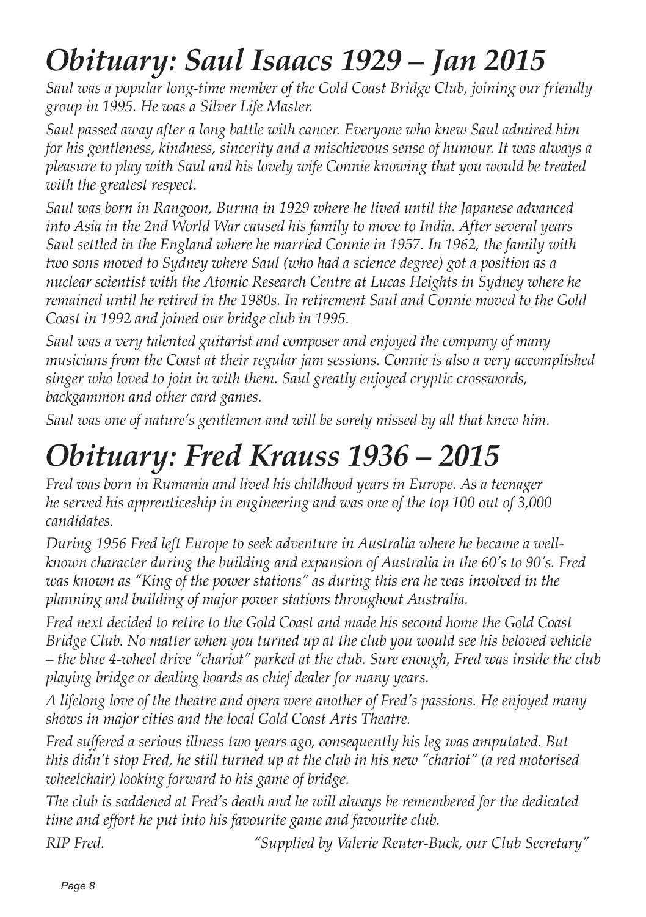# *Obituary: Saul Isaacs 1929 – Jan 2015*

*Saul was a popular long-time member of the Gold Coast Bridge Club, joining our friendly group in 1995. He was a Silver Life Master.*

*Saul passed away after a long battle with cancer. Everyone who knew Saul admired him for his gentleness, kindness, sincerity and a mischievous sense of humour. It was always a pleasure to play with Saul and his lovely wife Connie knowing that you would be treated with the greatest respect.*

*Saul was born in Rangoon, Burma in 1929 where he lived until the Japanese advanced into Asia in the 2nd World War caused his family to move to India. After several years Saul settled in the England where he married Connie in 1957. In 1962, the family with two sons moved to Sydney where Saul (who had a science degree) got a position as a nuclear scientist with the Atomic Research Centre at Lucas Heights in Sydney where he remained until he retired in the 1980s. In retirement Saul and Connie moved to the Gold Coast in 1992 and joined our bridge club in 1995.*

*Saul was a very talented guitarist and composer and enjoyed the company of many musicians from the Coast at their regular jam sessions. Connie is also a very accomplished singer who loved to join in with them. Saul greatly enjoyed cryptic crosswords, backgammon and other card games.*

*Saul was one of nature's gentlemen and will be sorely missed by all that knew him.*

# *Obituary: Fred Krauss 1936 – 2015*

*Fred was born in Rumania and lived his childhood years in Europe. As a teenager he served his apprenticeship in engineering and was one of the top 100 out of 3,000 candidates.*

*During 1956 Fred left Europe to seek adventure in Australia where he became a well-known character during the building and expansion of Australia in the 60's to 90's. Fred was known as "King of the power stations" as during this era he was involved in the planning and building of major power stations throughout Australia.*

*Fred next decided to retire to the Gold Coast and made his second home the Gold Coast Bridge Club. No matter when you turned up at the club you would see his beloved vehicle – the blue 4-wheel drive "chariot" parked at the club. Sure enough, Fred was inside the club playing bridge or dealing boards as chief dealer for many years.*

*A lifelong love of the theatre and opera were another of Fred's passions. He enjoyed many shows in major cities and the local Gold Coast Arts Theatre.*

*Fred suffered a serious illness two years ago, consequently his leg was amputated. But this didn't stop Fred, he still turned up at the club in his new "chariot" (a red motorised wheelchair) looking forward to his game of bridge.*

*The club is saddened at Fred's death and he will always be remembered for the dedicated time and effort he put into his favourite game and favourite club.*

*RIP Fred.* *"Supplied by Valerie Reuter-Buck, our Club Secretary"*